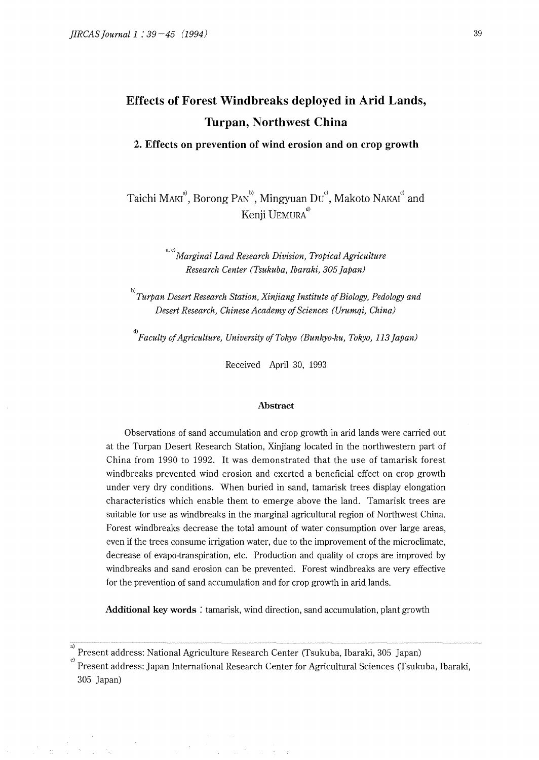# Effects of Forest Windbreaks deployed in Arid Lands, Turpan, Northwest China

## 2. Effects on prevention of wind erosion and on crop growth

Taichi MAKI[a], Borong PAN[b], Mingyuan DU[c], Makoto NAKAI[c] and Kenji UEMURA[d]

[a, c] *Marginal Land Research Division, Tropical Agriculture Research Center (Tsukuba, Ibaraki, 305 Japan)*

[b] *Turpan Desert Research Station, Xinjiang Institute of Biology, Pedology and Desert Research, Chinese Academy of Sciences (Urumqi, China)*

[d] *Faculty of Agriculture, University of Tokyo (Bunkyo-ku, Tokyo, 113 Japan)*

Received April 30, 1993

### Abstract

Observations of sand accumulation and crop growth in arid lands were carried out at the Turpan Desert Research Station, Xinjiang located in the northwestern part of China from 1990 to 1992. It was demonstrated that the use of tamarisk forest windbreaks prevented wind erosion and exerted a beneficial effect on crop growth under very dry conditions. When buried in sand, tamarisk trees display elongation characteristics which enable them to emerge above the land. Tamarisk trees are suitable for use as windbreaks in the marginal agricultural region of Northwest China. Forest windbreaks decrease the total amount of water consumption over large areas, even if the trees consume irrigation water, due to the improvement of the microclimate, decrease of evapo-transpiration, etc. Production and quality of crops are improved by windbreaks and sand erosion can be prevented. Forest windbreaks are very effective for the prevention of sand accumulation and for crop growth in arid lands.

**Additional key words** : tamarisk, wind direction, sand accumulation, plant growth

---

[a] Present address: National Agriculture Research Center (Tsukuba, Ibaraki, 305 Japan)

[c] Present address: Japan International Research Center for Agricultural Sciences (Tsukuba, Ibaraki, 305 Japan)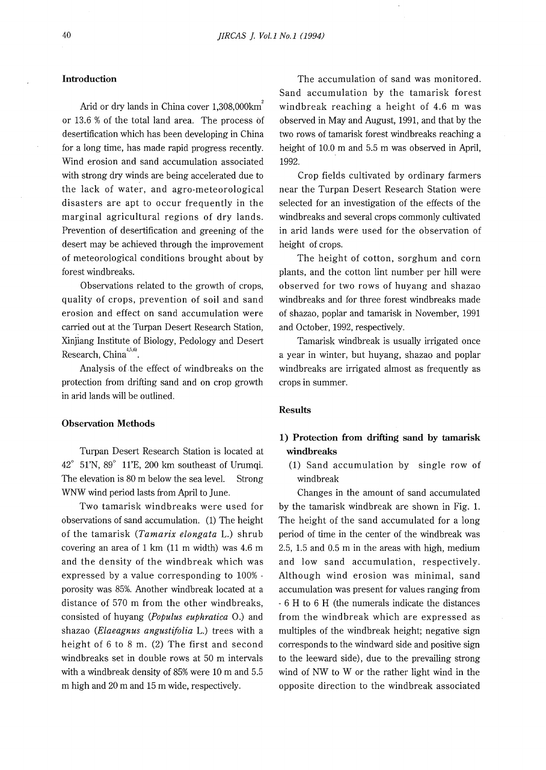## Introduction

Arid or dry lands in China cover 1,308,000km$^2$ or 13.6 % of the total land area. The process of desertification which has been developing in China for a long time, has made rapid progress recently. Wind erosion and sand accumulation associated with strong dry winds are being accelerated due to the lack of water, and agro-meteorological disasters are apt to occur frequently in the marginal agricultural regions of dry lands. Prevention of desertification and greening of the desert may be achieved through the improvement of meteorological conditions brought about by forest windbreaks.

Observations related to the growth of crops, quality of crops, prevention of soil and sand erosion and effect on sand accumulation were carried out at the Turpan Desert Research Station, Xinjiang Institute of Biology, Pedology and Desert Research, China[4,5,6].

Analysis of the effect of windbreaks on the protection from drifting sand and on crop growth in arid lands will be outlined.

## Observation Methods

Turpan Desert Research Station is located at 42° 51'N, 89° 11'E, 200 km southeast of Urumqi. The elevation is 80 m below the sea level. Strong WNW wind period lasts from April to June.

Two tamarisk windbreaks were used for observations of sand accumulation. (1) The height of the tamarisk (*Tamarix elongata* L.) shrub covering an area of 1 km (11 m width) was 4.6 m and the density of the windbreak which was expressed by a value corresponding to 100% - porosity was 85%. Another windbreak located at a distance of 570 m from the other windbreaks, consisted of huyang (*Populus euphratica* O.) and shazao (*Elaeagnus angustifolia* L.) trees with a height of 6 to 8 m. (2) The first and second windbreaks set in double rows at 50 m intervals with a windbreak density of 85% were 10 m and 5.5 m high and 20 m and 15 m wide, respectively.

The accumulation of sand was monitored. Sand accumulation by the tamarisk forest windbreak reaching a height of 4.6 m was observed in May and August, 1991, and that by the two rows of tamarisk forest windbreaks reaching a height of 10.0 m and 5.5 m was observed in April, 1992.

Crop fields cultivated by ordinary farmers near the Turpan Desert Research Station were selected for an investigation of the effects of the windbreaks and several crops commonly cultivated in arid lands were used for the observation of height of crops.

The height of cotton, sorghum and corn plants, and the cotton lint number per hill were observed for two rows of huyang and shazao windbreaks and for three forest windbreaks made of shazao, poplar and tamarisk in November, 1991 and October, 1992, respectively.

Tamarisk windbreak is usually irrigated once a year in winter, but huyang, shazao and poplar windbreaks are irrigated almost as frequently as crops in summer.

## Results

### 1) Protection from drifting sand by tamarisk windbreaks

(1) Sand accumulation by single row of windbreak

Changes in the amount of sand accumulated by the tamarisk windbreak are shown in Fig. 1. The height of the sand accumulated for a long period of time in the center of the windbreak was 2.5, 1.5 and 0.5 m in the areas with high, medium and low sand accumulation, respectively. Although wind erosion was minimal, sand accumulation was present for values ranging from - 6 H to 6 H (the numerals indicate the distances from the windbreak which are expressed as multiples of the windbreak height; negative sign corresponds to the windward side and positive sign to the leeward side), due to the prevailing strong wind of NW to W or the rather light wind in the opposite direction to the windbreak associated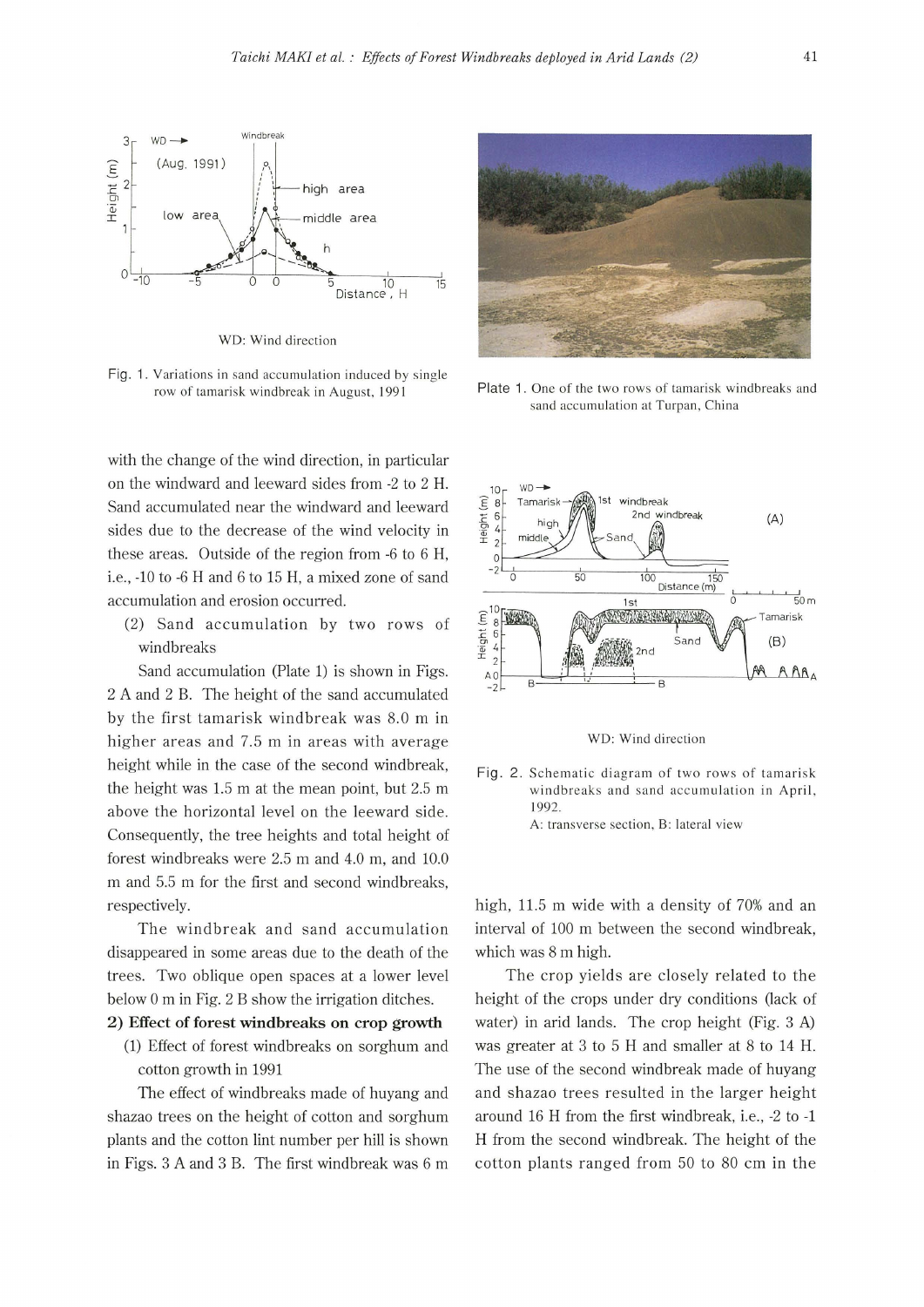Fig. 1. Variations in sand accumulation induced by single row of tamarisk windbreak in August, 1991

WD: Wind direction

Plate 1. One of the two rows of tamarisk windbreaks and sand accumulation at Turpan, China

with the change of the wind direction, in particular on the windward and leeward sides from -2 to 2 H. Sand accumulated near the windward and leeward sides due to the decrease of the wind velocity in these areas. Outside of the region from -6 to 6 H, i.e., -10 to -6 H and 6 to 15 H, a mixed zone of sand accumulation and erosion occurred.

(2) Sand accumulation by two rows of windbreaks

Sand accumulation (Plate 1) is shown in Figs. 2 A and 2 B. The height of the sand accumulated by the first tamarisk windbreak was 8.0 m in higher areas and 7.5 m in areas with average height while in the case of the second windbreak, the height was 1.5 m at the mean point, but 2.5 m above the horizontal level on the leeward side. Consequently, the tree heights and total height of forest windbreaks were 2.5 m and 4.0 m, and 10.0 m and 5.5 m for the first and second windbreaks, respectively.

The windbreak and sand accumulation disappeared in some areas due to the death of the trees. Two oblique open spaces at a lower level below 0 m in Fig. 2 B show the irrigation ditches.

**2) Effect of forest windbreaks on crop growth**

(1) Effect of forest windbreaks on sorghum and cotton growth in 1991

The effect of windbreaks made of huyang and shazao trees on the height of cotton and sorghum plants and the cotton lint number per hill is shown in Figs. 3 A and 3 B. The first windbreak was 6 m high, 11.5 m wide with a density of 70% and an interval of 100 m between the second windbreak, which was 8 m high.

WD: Wind direction

Fig. 2. Schematic diagram of two rows of tamarisk windbreaks and sand accumulation in April, 1992.
A: transverse section, B: lateral view

The crop yields are closely related to the height of the crops under dry conditions (lack of water) in arid lands. The crop height (Fig. 3 A) was greater at 3 to 5 H and smaller at 8 to 14 H. The use of the second windbreak made of huyang and shazao trees resulted in the larger height around 16 H from the first windbreak, i.e., -2 to -1 H from the second windbreak. The height of the cotton plants ranged from 50 to 80 cm in the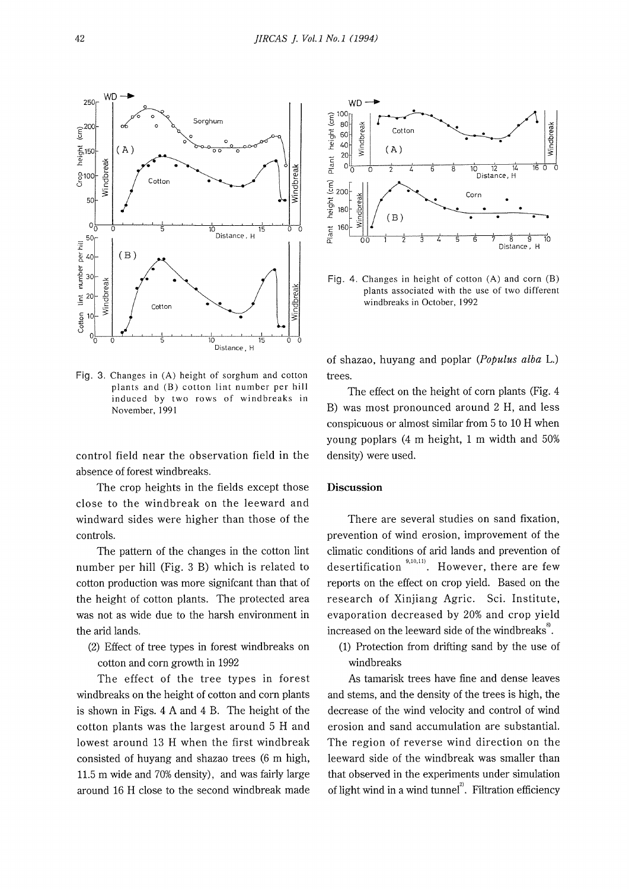Fig. 3. Changes in (A) height of sorghum and cotton plants and (B) cotton lint number per hill induced by two rows of windbreaks in November, 1991

control field near the observation field in the absence of forest windbreaks.

The crop heights in the fields except those close to the windbreak on the leeward and windward sides were higher than those of the controls.

The pattern of the changes in the cotton lint number per hill (Fig. 3 B) which is related to cotton production was more signifcant than that of the height of cotton plants. The protected area was not as wide due to the harsh environment in the arid lands.

(2) Effect of tree types in forest windbreaks on cotton and corn growth in 1992

The effect of the tree types in forest windbreaks on the height of cotton and corn plants is shown in Figs. 4 A and 4 B. The height of the cotton plants was the largest around 5 H and lowest around 13 H when the first windbreak consisted of huyang and shazao trees (6 m high, 11.5 m wide and 70% density), and was fairly large around 16 H close to the second windbreak made of shazao, huyang and poplar (*Populus alba* L.) trees.

Fig. 4. Changes in height of cotton (A) and corn (B) plants associated with the use of two different windbreaks in October, 1992

The effect on the height of corn plants (Fig. 4 B) was most pronounced around 2 H, and less conspicuous or almost similar from 5 to 10 H when young poplars (4 m height, 1 m width and 50% density) were used.

## Discussion

There are several studies on sand fixation, prevention of wind erosion, improvement of the climatic conditions of arid lands and prevention of desertification [9,10,11]. However, there are few reports on the effect on crop yield. Based on the research of Xinjiang Agric. Sci. Institute, evaporation decreased by 20% and crop yield increased on the leeward side of the windbreaks[8].

(1) Protection from drifting sand by the use of windbreaks

As tamarisk trees have fine and dense leaves and stems, and the density of the trees is high, the decrease of the wind velocity and control of wind erosion and sand accumulation are substantial. The region of reverse wind direction on the leeward side of the windbreak was smaller than that observed in the experiments under simulation of light wind in a wind tunnel[2]. Filtration efficiency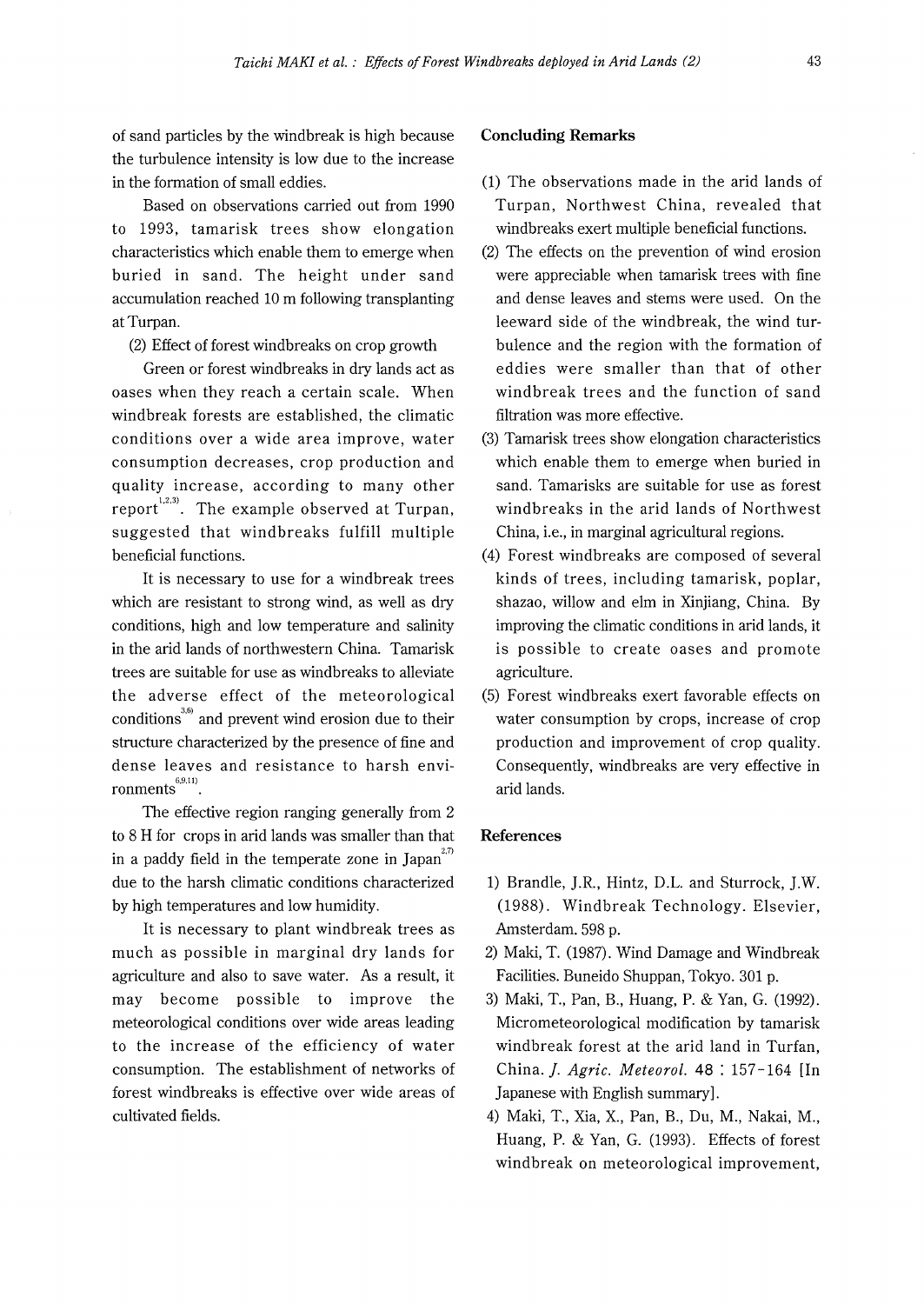of sand particles by the windbreak is high because the turbulence intensity is low due to the increase in the formation of small eddies.

Based on observations carried out from 1990 to 1993, tamarisk trees show elongation characteristics which enable them to emerge when buried in sand. The height under sand accumulation reached 10 m following transplanting at Turpan.

(2) Effect of forest windbreaks on crop growth

Green or forest windbreaks in dry lands act as oases when they reach a certain scale. When windbreak forests are established, the climatic conditions over a wide area improve, water consumption decreases, crop production and quality increase, according to many other report[1,2,3]. The example observed at Turpan, suggested that windbreaks fulfill multiple beneficial functions.

It is necessary to use for a windbreak trees which are resistant to strong wind, as well as dry conditions, high and low temperature and salinity in the arid lands of northwestern China. Tamarisk trees are suitable for use as windbreaks to alleviate the adverse effect of the meteorological conditions[3,6] and prevent wind erosion due to their structure characterized by the presence of fine and dense leaves and resistance to harsh environments[6,9,11].

The effective region ranging generally from 2 to 8 H for crops in arid lands was smaller than that in a paddy field in the temperate zone in Japan[2,7] due to the harsh climatic conditions characterized by high temperatures and low humidity.

It is necessary to plant windbreak trees as much as possible in marginal dry lands for agriculture and also to save water. As a result, it may become possible to improve the meteorological conditions over wide areas leading to the increase of the efficiency of water consumption. The establishment of networks of forest windbreaks is effective over wide areas of cultivated fields.

### Concluding Remarks

(1) The observations made in the arid lands of Turpan, Northwest China, revealed that windbreaks exert multiple beneficial functions.

(2) The effects on the prevention of wind erosion were appreciable when tamarisk trees with fine and dense leaves and stems were used. On the leeward side of the windbreak, the wind turbulence and the region with the formation of eddies were smaller than that of other windbreak trees and the function of sand filtration was more effective.

(3) Tamarisk trees show elongation characteristics which enable them to emerge when buried in sand. Tamarisks are suitable for use as forest windbreaks in the arid lands of Northwest China, i.e., in marginal agricultural regions.

(4) Forest windbreaks are composed of several kinds of trees, including tamarisk, poplar, shazao, willow and elm in Xinjiang, China. By improving the climatic conditions in arid lands, it is possible to create oases and promote agriculture.

(5) Forest windbreaks exert favorable effects on water consumption by crops, increase of crop production and improvement of crop quality. Consequently, windbreaks are very effective in arid lands.

### References

1) Brandle, J.R., Hintz, D.L. and Sturrock, J.W. (1988). Windbreak Technology. Elsevier, Amsterdam. 598 p.

2) Maki, T. (1987). Wind Damage and Windbreak Facilities. Buneido Shuppan, Tokyo. 301 p.

3) Maki, T., Pan, B., Huang, P. & Yan, G. (1992). Micrometeorological modification by tamarisk windbreak forest at the arid land in Turfan, China. *J. Agric. Meteorol.* **48** : 157-164 [In Japanese with English summary].

4) Maki, T., Xia, X., Pan, B., Du, M., Nakai, M., Huang, P. & Yan, G. (1993). Effects of forest windbreak on meteorological improvement,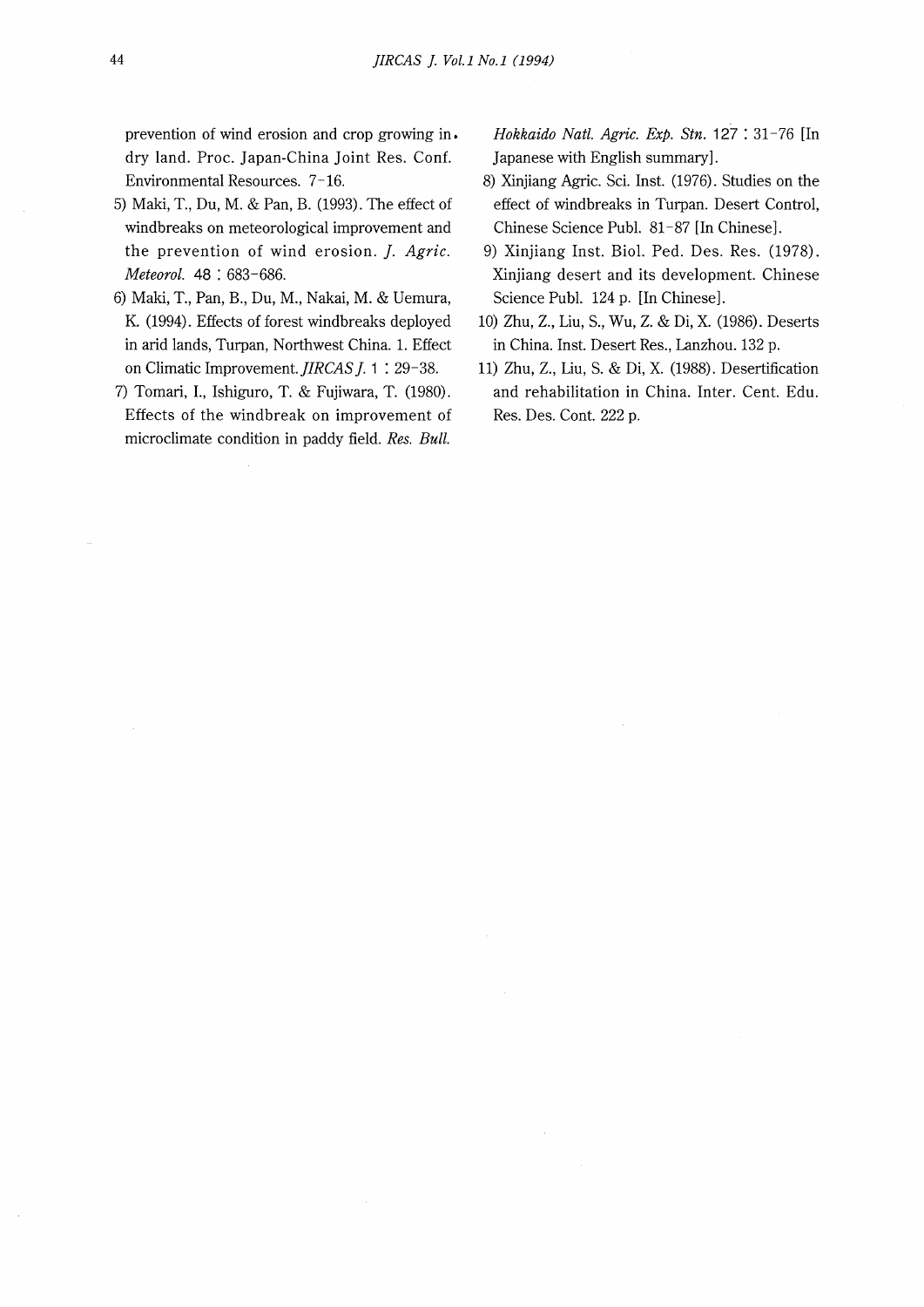prevention of wind erosion and crop growing in dry land. Proc. Japan-China Joint Res. Conf. Environmental Resources. 7-16.

5) Maki, T., Du, M. & Pan, B. (1993). The effect of windbreaks on meteorological improvement and the prevention of wind erosion. *J. Agric. Meteorol.* 48 : 683-686.

6) Maki, T., Pan, B., Du, M., Nakai, M. & Uemura, K. (1994). Effects of forest windbreaks deployed in arid lands, Turpan, Northwest China. 1. Effect on Climatic Improvement. *JIRCAS J.* 1 : 29-38.

7) Tomari, I., Ishiguro, T. & Fujiwara, T. (1980). Effects of the windbreak on improvement of microclimate condition in paddy field. *Res. Bull. Hokkaido Natl. Agric. Exp. Stn.* 127 : 31-76 [In Japanese with English summary].

8) Xinjiang Agric. Sci. Inst. (1976). Studies on the effect of windbreaks in Turpan. Desert Control, Chinese Science Publ. 81-87 [In Chinese].

9) Xinjiang Inst. Biol. Ped. Des. Res. (1978). Xinjiang desert and its development. Chinese Science Publ. 124 p. [In Chinese].

10) Zhu, Z., Liu, S., Wu, Z. & Di, X. (1986). Deserts in China. Inst. Desert Res., Lanzhou. 132 p.

11) Zhu, Z., Liu, S. & Di, X. (1988). Desertification and rehabilitation in China. Inter. Cent. Edu. Res. Des. Cont. 222 p.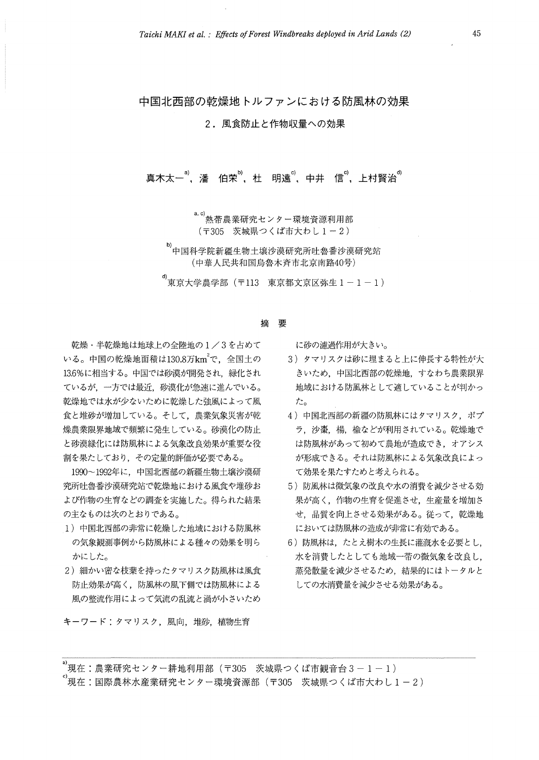# 中国北西部の乾燥地トルファンにおける防風林の効果

## 2．風食防止と作物収量への効果

真木太一[a]，潘　伯栄[b]，杜　明遠[c]，中井　信[c]，上村賢治[d]

[a, c]熱帯農業研究センター環境資源利用部
（〒305　茨城県つくば市大わし１－２）

[b]中国科学院新疆生物土壌沙漠研究所吐魯番沙漠研究站
（中華人民共和国烏魯木斉市北京南路40号）

[d]東京大学農学部（〒113　東京都文京区弥生１－１－１）

### 摘　要

乾燥・半乾燥地は地球上の全陸地の１／３を占めている。中国の乾燥地面積は130.8万$km^2$で，全国土の13.6％に相当する。中国では砂漠が開発され，緑化されているが，一方では最近，砂漠化が急速に進んでいる。乾燥地では水が少ないために乾燥した強風によって風食と堆砂が増加している。そして，農業気象災害が乾燥農業限界地域で頻繁に発生している。砂漠化の防止と砂漠緑化には防風林による気象改良効果が重要な役割を果たしており，その定量的評価が必要である。

1990～1992年に，中国北西部の新疆生物土壌沙漠研究所吐魯番沙漠研究站で乾燥地における風食や堆砂および作物の生育などの調査を実施した。得られた結果の主なものは次のとおりである。

1）中国北西部の非常に乾燥した地域における防風林の気象観測事例から防風林による種々の効果を明らかにした。

2）細かい密な枝葉を持ったタマリスク防風林は風食防止効果が高く，防風林の風下側では防風林による風の整流作用によって気流の乱流と渦が小さいために砂の濾過作用が大きい。

3）タマリスクは砂に埋まると上に伸長する特性が大きいため，中国北西部の乾燥地，すなわち農業限界地域における防風林として適していることが判かった。

4）中国北西部の新疆の防風林にはタマリスク，ポプラ，沙棗，楊，楡などが利用されている。乾燥地では防風林があって初めて農地が造成でき，オアシスが形成できる。それは防風林による気象改良によって効果を果たすためと考えられる。

5）防風林は微気象の改良や水の消費を減少させる効果が高く，作物の生育を促進させ，生産量を増加させ，品質を向上させる効果がある。従って，乾燥地においては防風林の造成が非常に有効である。

6）防風林は，たとえ樹木の生長に灌漑水を必要とし，水を消費したとしても地域一帯の微気象を改良し，蒸発散量を減少させるため，結果的にはトータルとしての水消費量を減少させる効果がある。

キーワード：タマリスク，風向，堆砂，植物生育

[a]現在：農業研究センター耕地利用部（〒305　茨城県つくば市観音台３－１－１）
[c]現在：国際農林水産業研究センター環境資源部（〒305　茨城県つくば市大わし１－２）